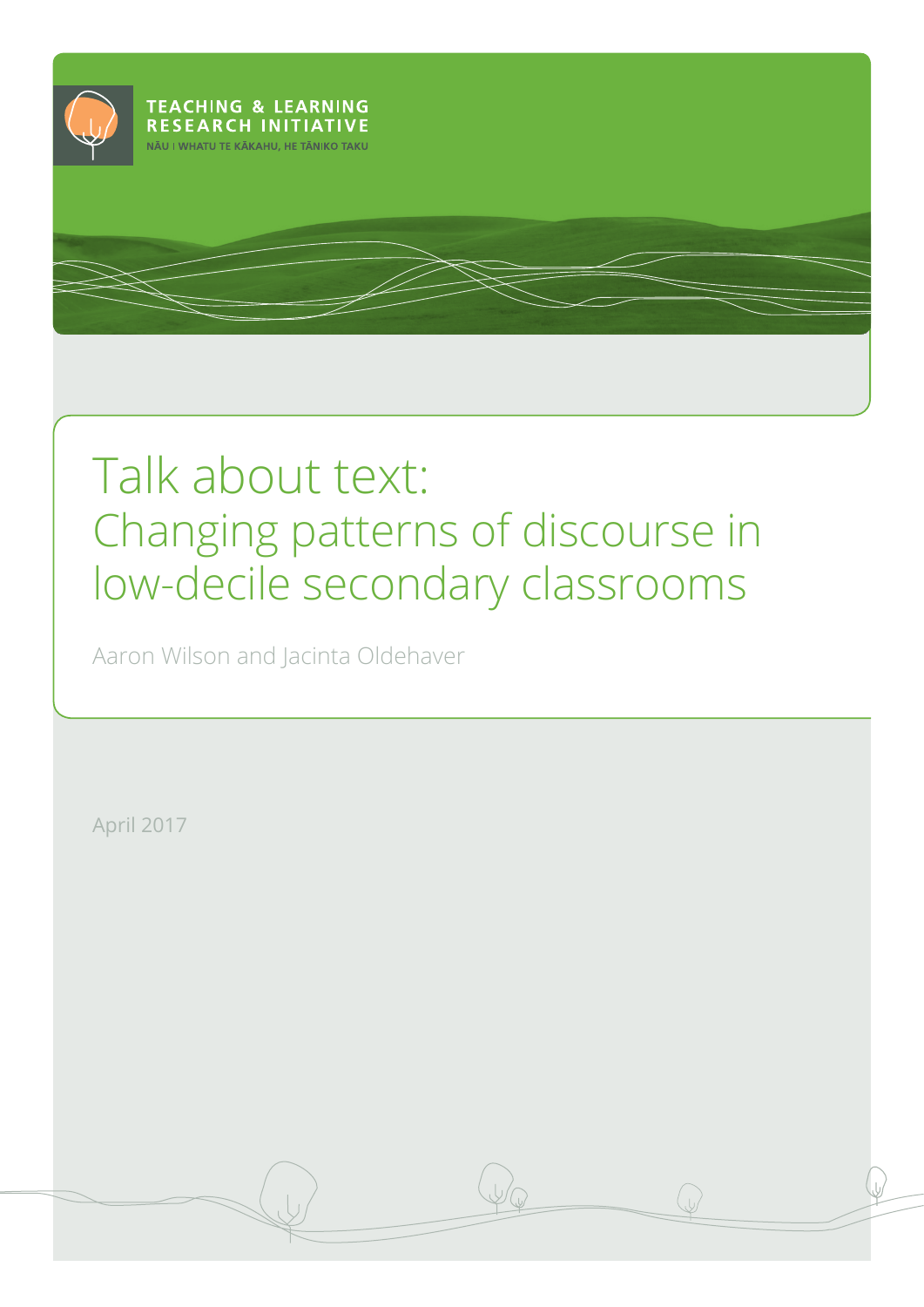TEACHING & LEARNING RESEARCH INITIATIVE

NĀU I WHATU TE KĀKAHU, HE TĀNIKO TAKU

# Talk about text: Changing patterns of discourse in low-decile secondary classrooms

Aaron Wilson and Jacinta Oldehaver

April 2017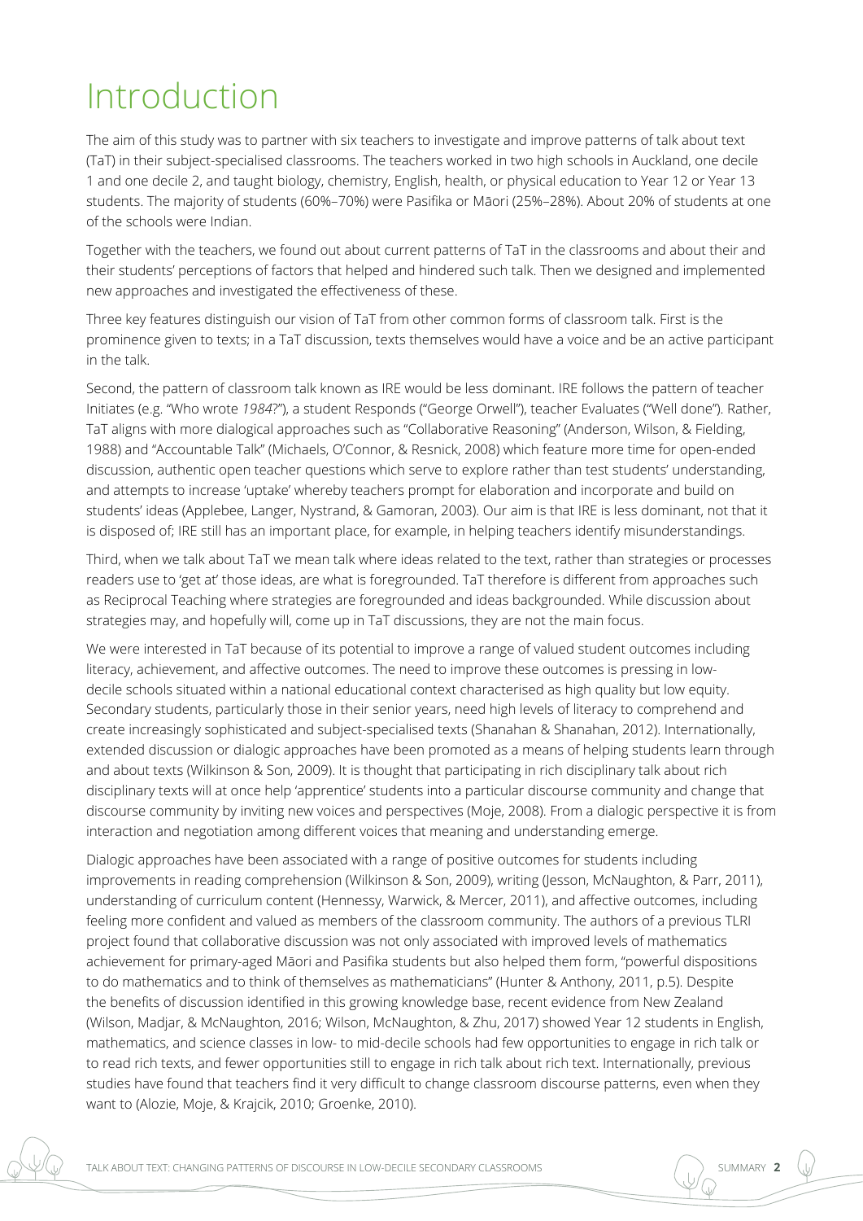# Introduction

The aim of this study was to partner with six teachers to investigate and improve patterns of talk about text (TaT) in their subject-specialised classrooms. The teachers worked in two high schools in Auckland, one decile 1 and one decile 2, and taught biology, chemistry, English, health, or physical education to Year 12 or Year 13 students. The majority of students (60%–70%) were Pasifika or Māori (25%–28%). About 20% of students at one of the schools were Indian.

Together with the teachers, we found out about current patterns of TaT in the classrooms and about their and their students' perceptions of factors that helped and hindered such talk. Then we designed and implemented new approaches and investigated the effectiveness of these.

Three key features distinguish our vision of TaT from other common forms of classroom talk. First is the prominence given to texts; in a TaT discussion, texts themselves would have a voice and be an active participant in the talk.

Second, the pattern of classroom talk known as IRE would be less dominant. IRE follows the pattern of teacher Initiates (e.g. "Who wrote *1984*?"), a student Responds ("George Orwell"), teacher Evaluates ("Well done"). Rather, TaT aligns with more dialogical approaches such as "Collaborative Reasoning" (Anderson, Wilson, & Fielding, 1988) and "Accountable Talk" (Michaels, O'Connor, & Resnick, 2008) which feature more time for open-ended discussion, authentic open teacher questions which serve to explore rather than test students' understanding, and attempts to increase 'uptake' whereby teachers prompt for elaboration and incorporate and build on students' ideas (Applebee, Langer, Nystrand, & Gamoran, 2003). Our aim is that IRE is less dominant, not that it is disposed of; IRE still has an important place, for example, in helping teachers identify misunderstandings.

Third, when we talk about TaT we mean talk where ideas related to the text, rather than strategies or processes readers use to 'get at' those ideas, are what is foregrounded. TaT therefore is different from approaches such as Reciprocal Teaching where strategies are foregrounded and ideas backgrounded. While discussion about strategies may, and hopefully will, come up in TaT discussions, they are not the main focus.

We were interested in TaT because of its potential to improve a range of valued student outcomes including literacy, achievement, and affective outcomes. The need to improve these outcomes is pressing in low-decile schools situated within a national educational context characterised as high quality but low equity. Secondary students, particularly those in their senior years, need high levels of literacy to comprehend and create increasingly sophisticated and subject-specialised texts (Shanahan & Shanahan, 2012). Internationally, extended discussion or dialogic approaches have been promoted as a means of helping students learn through and about texts (Wilkinson & Son, 2009). It is thought that participating in rich disciplinary talk about rich disciplinary texts will at once help 'apprentice' students into a particular discourse community and change that discourse community by inviting new voices and perspectives (Moje, 2008). From a dialogic perspective it is from interaction and negotiation among different voices that meaning and understanding emerge.

Dialogic approaches have been associated with a range of positive outcomes for students including improvements in reading comprehension (Wilkinson & Son, 2009), writing (Jesson, McNaughton, & Parr, 2011), understanding of curriculum content (Hennessy, Warwick, & Mercer, 2011), and affective outcomes, including feeling more confident and valued as members of the classroom community. The authors of a previous TLRI project found that collaborative discussion was not only associated with improved levels of mathematics achievement for primary-aged Māori and Pasifika students but also helped them form, "powerful dispositions to do mathematics and to think of themselves as mathematicians" (Hunter & Anthony, 2011, p.5). Despite the benefits of discussion identified in this growing knowledge base, recent evidence from New Zealand (Wilson, Madjar, & McNaughton, 2016; Wilson, McNaughton, & Zhu, 2017) showed Year 12 students in English, mathematics, and science classes in low- to mid-decile schools had few opportunities to engage in rich talk or to read rich texts, and fewer opportunities still to engage in rich talk about rich text. Internationally, previous studies have found that teachers find it very difficult to change classroom discourse patterns, even when they want to (Alozie, Moje, & Krajcik, 2010; Groenke, 2010).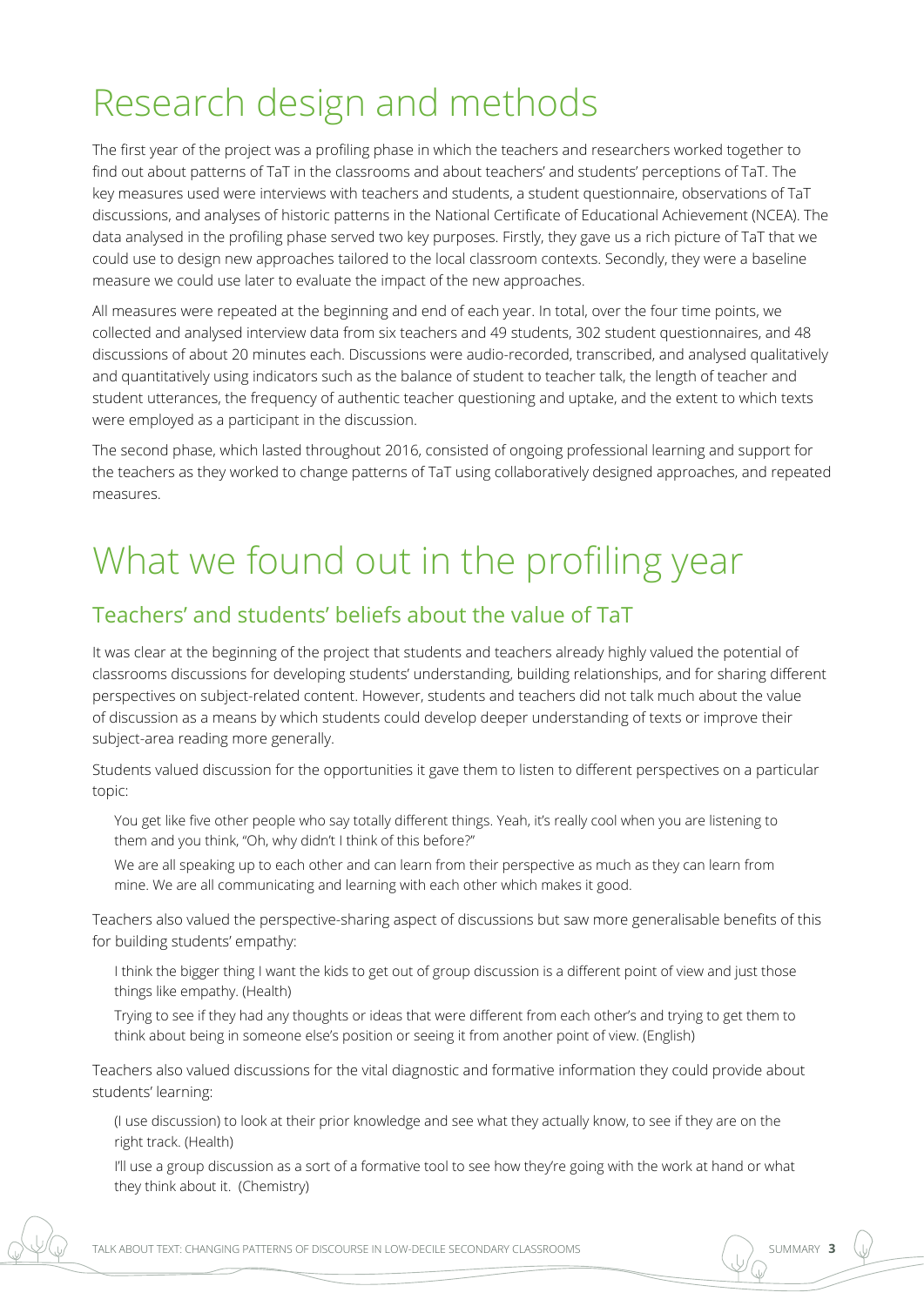# Research design and methods

The first year of the project was a profiling phase in which the teachers and researchers worked together to find out about patterns of TaT in the classrooms and about teachers' and students' perceptions of TaT. The key measures used were interviews with teachers and students, a student questionnaire, observations of TaT discussions, and analyses of historic patterns in the National Certificate of Educational Achievement (NCEA). The data analysed in the profiling phase served two key purposes. Firstly, they gave us a rich picture of TaT that we could use to design new approaches tailored to the local classroom contexts. Secondly, they were a baseline measure we could use later to evaluate the impact of the new approaches.

All measures were repeated at the beginning and end of each year. In total, over the four time points, we collected and analysed interview data from six teachers and 49 students, 302 student questionnaires, and 48 discussions of about 20 minutes each. Discussions were audio-recorded, transcribed, and analysed qualitatively and quantitatively using indicators such as the balance of student to teacher talk, the length of teacher and student utterances, the frequency of authentic teacher questioning and uptake, and the extent to which texts were employed as a participant in the discussion.

The second phase, which lasted throughout 2016, consisted of ongoing professional learning and support for the teachers as they worked to change patterns of TaT using collaboratively designed approaches, and repeated measures.

# What we found out in the profiling year

## Teachers' and students' beliefs about the value of TaT

It was clear at the beginning of the project that students and teachers already highly valued the potential of classrooms discussions for developing students' understanding, building relationships, and for sharing different perspectives on subject-related content. However, students and teachers did not talk much about the value of discussion as a means by which students could develop deeper understanding of texts or improve their subject-area reading more generally.

Students valued discussion for the opportunities it gave them to listen to different perspectives on a particular topic:

> You get like five other people who say totally different things. Yeah, it's really cool when you are listening to them and you think, "Oh, why didn't I think of this before?"
>
> We are all speaking up to each other and can learn from their perspective as much as they can learn from mine. We are all communicating and learning with each other which makes it good.

Teachers also valued the perspective-sharing aspect of discussions but saw more generalisable benefits of this for building students' empathy:

> I think the bigger thing I want the kids to get out of group discussion is a different point of view and just those things like empathy. (Health)
>
> Trying to see if they had any thoughts or ideas that were different from each other's and trying to get them to think about being in someone else's position or seeing it from another point of view. (English)

Teachers also valued discussions for the vital diagnostic and formative information they could provide about students' learning:

> (I use discussion) to look at their prior knowledge and see what they actually know, to see if they are on the right track. (Health)
>
> I'll use a group discussion as a sort of a formative tool to see how they're going with the work at hand or what they think about it. (Chemistry)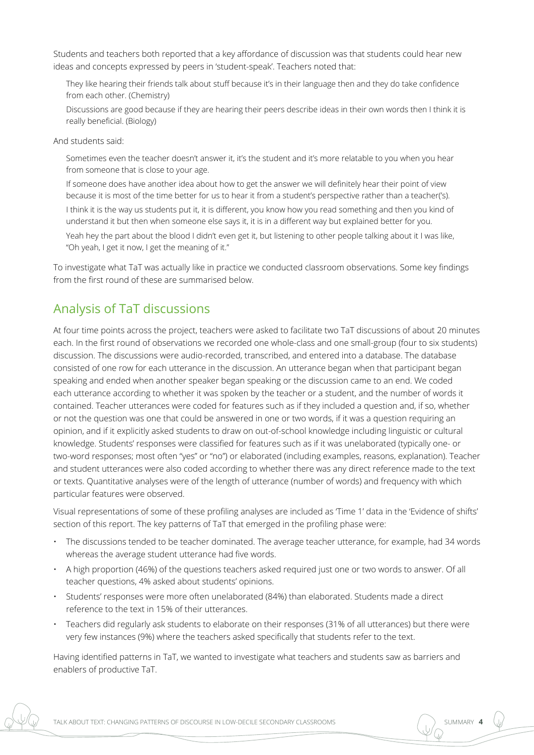Students and teachers both reported that a key affordance of discussion was that students could hear new ideas and concepts expressed by peers in 'student-speak'. Teachers noted that:

> They like hearing their friends talk about stuff because it's in their language then and they do take confidence from each other. (Chemistry)
>
> Discussions are good because if they are hearing their peers describe ideas in their own words then I think it is really beneficial. (Biology)

And students said:

> Sometimes even the teacher doesn't answer it, it's the student and it's more relatable to you when you hear from someone that is close to your age.
>
> If someone does have another idea about how to get the answer we will definitely hear their point of view because it is most of the time better for us to hear it from a student's perspective rather than a teacher('s).
>
> I think it is the way us students put it, it is different, you know how you read something and then you kind of understand it but then when someone else says it, it is in a different way but explained better for you.
>
> Yeah hey the part about the blood I didn't even get it, but listening to other people talking about it I was like, "Oh yeah, I get it now, I get the meaning of it."

To investigate what TaT was actually like in practice we conducted classroom observations. Some key findings from the first round of these are summarised below.

## Analysis of TaT discussions

At four time points across the project, teachers were asked to facilitate two TaT discussions of about 20 minutes each. In the first round of observations we recorded one whole-class and one small-group (four to six students) discussion. The discussions were audio-recorded, transcribed, and entered into a database. The database consisted of one row for each utterance in the discussion. An utterance began when that participant began speaking and ended when another speaker began speaking or the discussion came to an end. We coded each utterance according to whether it was spoken by the teacher or a student, and the number of words it contained. Teacher utterances were coded for features such as if they included a question and, if so, whether or not the question was one that could be answered in one or two words, if it was a question requiring an opinion, and if it explicitly asked students to draw on out-of-school knowledge including linguistic or cultural knowledge. Students' responses were classified for features such as if it was unelaborated (typically one- or two-word responses; most often "yes" or "no") or elaborated (including examples, reasons, explanation). Teacher and student utterances were also coded according to whether there was any direct reference made to the text or texts. Quantitative analyses were of the length of utterance (number of words) and frequency with which particular features were observed.

Visual representations of some of these profiling analyses are included as 'Time 1' data in the 'Evidence of shifts' section of this report. The key patterns of TaT that emerged in the profiling phase were:

- The discussions tended to be teacher dominated. The average teacher utterance, for example, had 34 words whereas the average student utterance had five words.
- A high proportion (46%) of the questions teachers asked required just one or two words to answer. Of all teacher questions, 4% asked about students' opinions.
- Students' responses were more often unelaborated (84%) than elaborated. Students made a direct reference to the text in 15% of their utterances.
- Teachers did regularly ask students to elaborate on their responses (31% of all utterances) but there were very few instances (9%) where the teachers asked specifically that students refer to the text.

Having identified patterns in TaT, we wanted to investigate what teachers and students saw as barriers and enablers of productive TaT.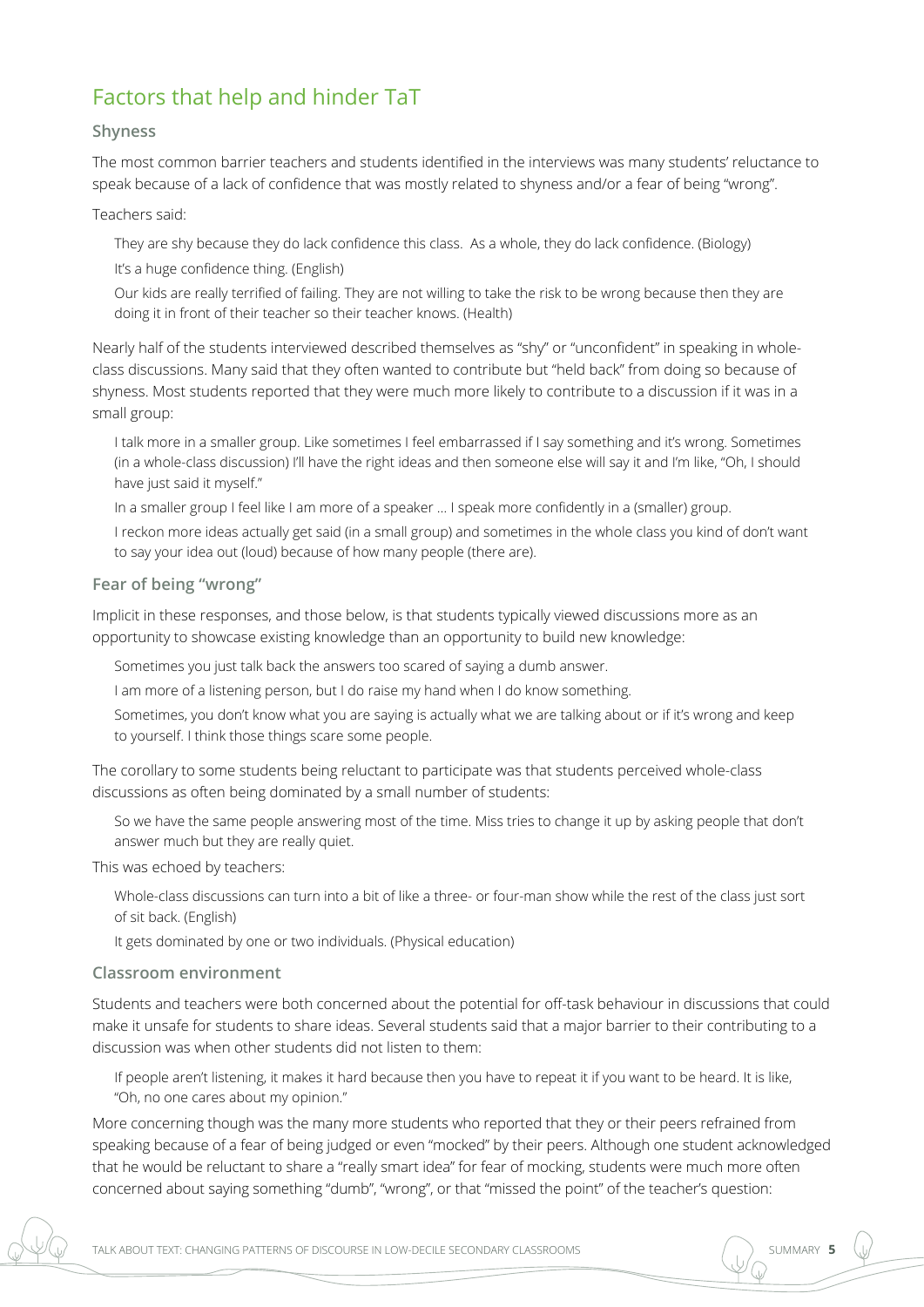## Factors that help and hinder TaT

### Shyness

The most common barrier teachers and students identified in the interviews was many students' reluctance to speak because of a lack of confidence that was mostly related to shyness and/or a fear of being "wrong".

Teachers said:

> They are shy because they do lack confidence this class. As a whole, they do lack confidence. (Biology)
>
> It's a huge confidence thing. (English)
>
> Our kids are really terrified of failing. They are not willing to take the risk to be wrong because then they are doing it in front of their teacher so their teacher knows. (Health)

Nearly half of the students interviewed described themselves as "shy" or "unconfident" in speaking in whole-class discussions. Many said that they often wanted to contribute but "held back" from doing so because of shyness. Most students reported that they were much more likely to contribute to a discussion if it was in a small group:

> I talk more in a smaller group. Like sometimes I feel embarrassed if I say something and it's wrong. Sometimes (in a whole-class discussion) I'll have the right ideas and then someone else will say it and I'm like, "Oh, I should have just said it myself."
>
> In a smaller group I feel like I am more of a speaker … I speak more confidently in a (smaller) group.
>
> I reckon more ideas actually get said (in a small group) and sometimes in the whole class you kind of don't want to say your idea out (loud) because of how many people (there are).

### Fear of being "wrong"

Implicit in these responses, and those below, is that students typically viewed discussions more as an opportunity to showcase existing knowledge than an opportunity to build new knowledge:

> Sometimes you just talk back the answers too scared of saying a dumb answer.
>
> I am more of a listening person, but I do raise my hand when I do know something.
>
> Sometimes, you don't know what you are saying is actually what we are talking about or if it's wrong and keep to yourself. I think those things scare some people.

The corollary to some students being reluctant to participate was that students perceived whole-class discussions as often being dominated by a small number of students:

> So we have the same people answering most of the time. Miss tries to change it up by asking people that don't answer much but they are really quiet.

This was echoed by teachers:

> Whole-class discussions can turn into a bit of like a three- or four-man show while the rest of the class just sort of sit back. (English)
>
> It gets dominated by one or two individuals. (Physical education)

### Classroom environment

Students and teachers were both concerned about the potential for off-task behaviour in discussions that could make it unsafe for students to share ideas. Several students said that a major barrier to their contributing to a discussion was when other students did not listen to them:

> If people aren't listening, it makes it hard because then you have to repeat it if you want to be heard. It is like, "Oh, no one cares about my opinion."

More concerning though was the many more students who reported that they or their peers refrained from speaking because of a fear of being judged or even "mocked" by their peers. Although one student acknowledged that he would be reluctant to share a "really smart idea" for fear of mocking, students were much more often concerned about saying something "dumb", "wrong", or that "missed the point" of the teacher's question: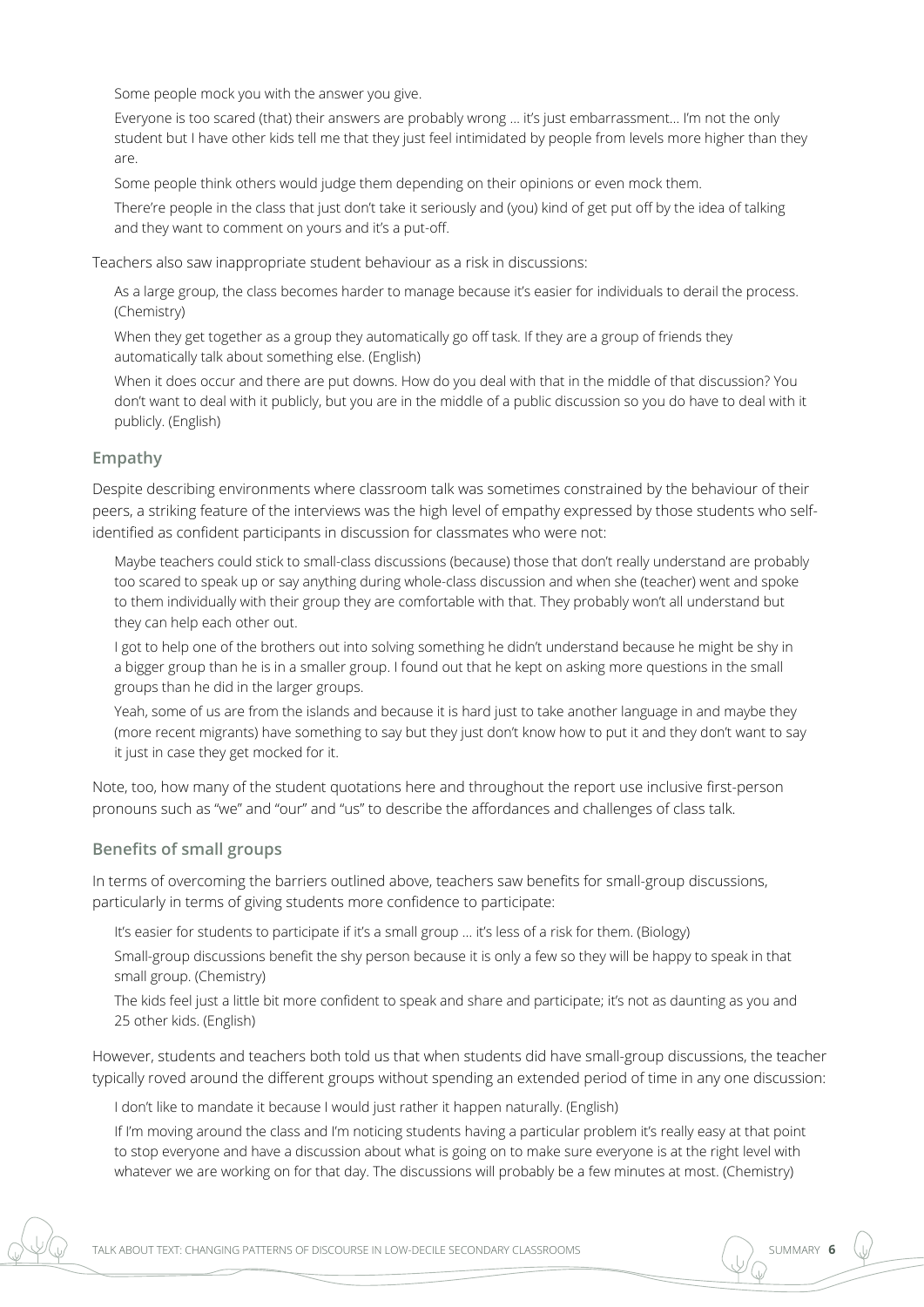> Some people mock you with the answer you give.
>
> Everyone is too scared (that) their answers are probably wrong ... it's just embarrassment... I'm not the only student but I have other kids tell me that they just feel intimidated by people from levels more higher than they are.
>
> Some people think others would judge them depending on their opinions or even mock them.
>
> There're people in the class that just don't take it seriously and (you) kind of get put off by the idea of talking and they want to comment on yours and it's a put-off.

Teachers also saw inappropriate student behaviour as a risk in discussions:

> As a large group, the class becomes harder to manage because it's easier for individuals to derail the process. (Chemistry)
>
> When they get together as a group they automatically go off task. If they are a group of friends they automatically talk about something else. (English)
>
> When it does occur and there are put downs. How do you deal with that in the middle of that discussion? You don't want to deal with it publicly, but you are in the middle of a public discussion so you do have to deal with it publicly. (English)

### Empathy

Despite describing environments where classroom talk was sometimes constrained by the behaviour of their peers, a striking feature of the interviews was the high level of empathy expressed by those students who self-identified as confident participants in discussion for classmates who were not:

> Maybe teachers could stick to small-class discussions (because) those that don't really understand are probably too scared to speak up or say anything during whole-class discussion and when she (teacher) went and spoke to them individually with their group they are comfortable with that. They probably won't all understand but they can help each other out.
>
> I got to help one of the brothers out into solving something he didn't understand because he might be shy in a bigger group than he is in a smaller group. I found out that he kept on asking more questions in the small groups than he did in the larger groups.
>
> Yeah, some of us are from the islands and because it is hard just to take another language in and maybe they (more recent migrants) have something to say but they just don't know how to put it and they don't want to say it just in case they get mocked for it.

Note, too, how many of the student quotations here and throughout the report use inclusive first-person pronouns such as "we" and "our" and "us" to describe the affordances and challenges of class talk.

### Benefits of small groups

In terms of overcoming the barriers outlined above, teachers saw benefits for small-group discussions, particularly in terms of giving students more confidence to participate:

> It's easier for students to participate if it's a small group ... it's less of a risk for them. (Biology)
>
> Small-group discussions benefit the shy person because it is only a few so they will be happy to speak in that small group. (Chemistry)
>
> The kids feel just a little bit more confident to speak and share and participate; it's not as daunting as you and 25 other kids. (English)

However, students and teachers both told us that when students did have small-group discussions, the teacher typically roved around the different groups without spending an extended period of time in any one discussion:

> I don't like to mandate it because I would just rather it happen naturally. (English)
>
> If I'm moving around the class and I'm noticing students having a particular problem it's really easy at that point to stop everyone and have a discussion about what is going on to make sure everyone is at the right level with whatever we are working on for that day. The discussions will probably be a few minutes at most. (Chemistry)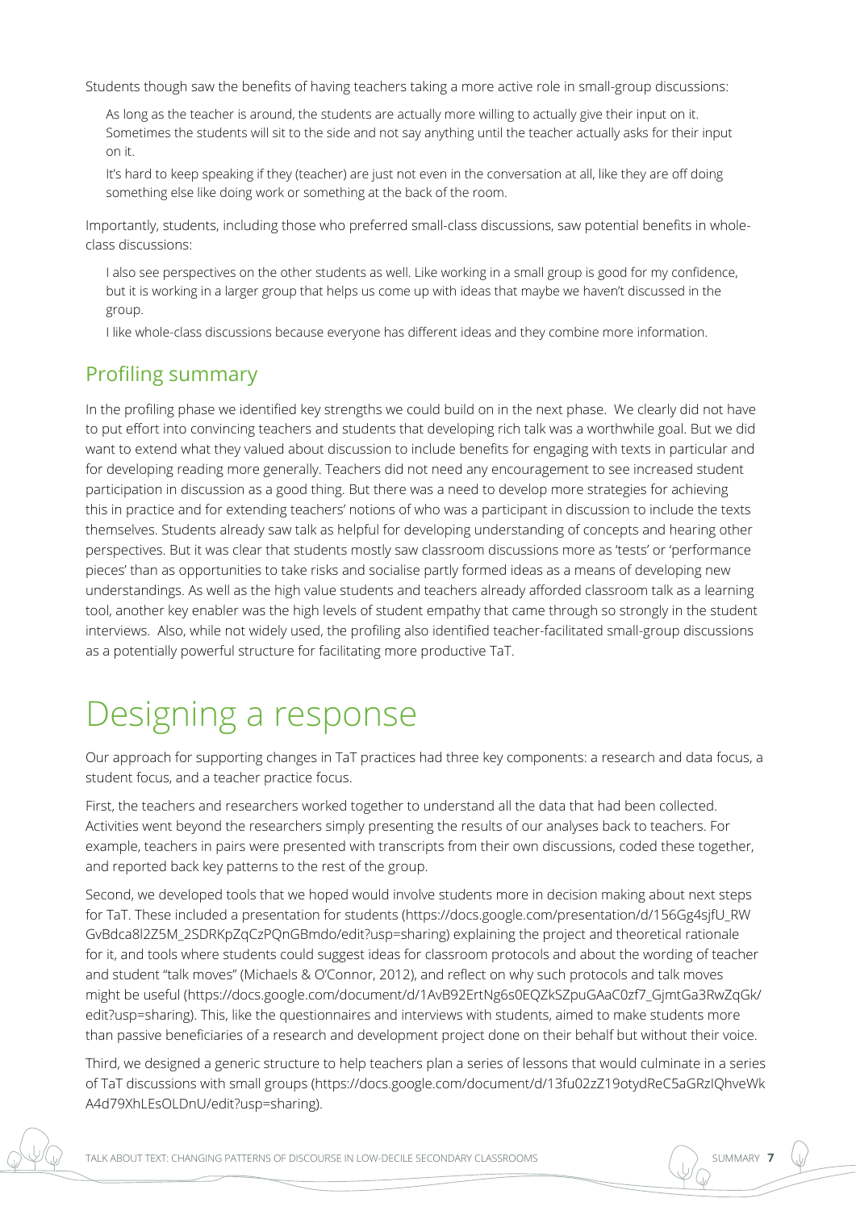Students though saw the benefits of having teachers taking a more active role in small-group discussions:

> As long as the teacher is around, the students are actually more willing to actually give their input on it. Sometimes the students will sit to the side and not say anything until the teacher actually asks for their input on it.
>
> It's hard to keep speaking if they (teacher) are just not even in the conversation at all, like they are off doing something else like doing work or something at the back of the room.

Importantly, students, including those who preferred small-class discussions, saw potential benefits in whole-class discussions:

> I also see perspectives on the other students as well. Like working in a small group is good for my confidence, but it is working in a larger group that helps us come up with ideas that maybe we haven't discussed in the group.
>
> I like whole-class discussions because everyone has different ideas and they combine more information.

## Profiling summary

In the profiling phase we identified key strengths we could build on in the next phase. We clearly did not have to put effort into convincing teachers and students that developing rich talk was a worthwhile goal. But we did want to extend what they valued about discussion to include benefits for engaging with texts in particular and for developing reading more generally. Teachers did not need any encouragement to see increased student participation in discussion as a good thing. But there was a need to develop more strategies for achieving this in practice and for extending teachers' notions of who was a participant in discussion to include the texts themselves. Students already saw talk as helpful for developing understanding of concepts and hearing other perspectives. But it was clear that students mostly saw classroom discussions more as 'tests' or 'performance pieces' than as opportunities to take risks and socialise partly formed ideas as a means of developing new understandings. As well as the high value students and teachers already afforded classroom talk as a learning tool, another key enabler was the high levels of student empathy that came through so strongly in the student interviews. Also, while not widely used, the profiling also identified teacher-facilitated small-group discussions as a potentially powerful structure for facilitating more productive TaT.

# Designing a response

Our approach for supporting changes in TaT practices had three key components: a research and data focus, a student focus, and a teacher practice focus.

First, the teachers and researchers worked together to understand all the data that had been collected. Activities went beyond the researchers simply presenting the results of our analyses back to teachers. For example, teachers in pairs were presented with transcripts from their own discussions, coded these together, and reported back key patterns to the rest of the group.

Second, we developed tools that we hoped would involve students more in decision making about next steps for TaT. These included a presentation for students (https://docs.google.com/presentation/d/156Gg4sjfU_RWGvBdca8l2Z5M_2SDRKpZqCzPQnGBmdo/edit?usp=sharing) explaining the project and theoretical rationale for it, and tools where students could suggest ideas for classroom protocols and about the wording of teacher and student "talk moves" (Michaels & O'Connor, 2012), and reflect on why such protocols and talk moves might be useful (https://docs.google.com/document/d/1AvB92ErtNg6s0EQZkSZpuGAaC0zf7_GjmtGa3RwZqGk/edit?usp=sharing). This, like the questionnaires and interviews with students, aimed to make students more than passive beneficiaries of a research and development project done on their behalf but without their voice.

Third, we designed a generic structure to help teachers plan a series of lessons that would culminate in a series of TaT discussions with small groups (https://docs.google.com/document/d/13fu02zZ19otydReC5aGRzIQhveWkA4d79XhLEsOLDnU/edit?usp=sharing).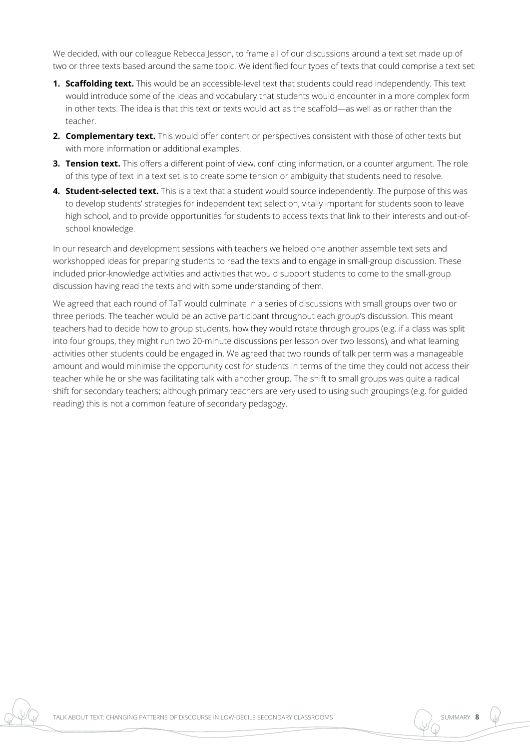We decided, with our colleague Rebecca Jesson, to frame all of our discussions around a text set made up of two or three texts based around the same topic. We identified four types of texts that could comprise a text set:

1. **Scaffolding text.** This would be an accessible-level text that students could read independently. This text would introduce some of the ideas and vocabulary that students would encounter in a more complex form in other texts. The idea is that this text or texts would act as the scaffold—as well as or rather than the teacher.
2. **Complementary text.** This would offer content or perspectives consistent with those of other texts but with more information or additional examples.
3. **Tension text.** This offers a different point of view, conflicting information, or a counter argument. The role of this type of text in a text set is to create some tension or ambiguity that students need to resolve.
4. **Student-selected text.** This is a text that a student would source independently. The purpose of this was to develop students' strategies for independent text selection, vitally important for students soon to leave high school, and to provide opportunities for students to access texts that link to their interests and out-of-school knowledge.

In our research and development sessions with teachers we helped one another assemble text sets and workshopped ideas for preparing students to read the texts and to engage in small-group discussion. These included prior-knowledge activities and activities that would support students to come to the small-group discussion having read the texts and with some understanding of them.

We agreed that each round of TaT would culminate in a series of discussions with small groups over two or three periods. The teacher would be an active participant throughout each group's discussion. This meant teachers had to decide how to group students, how they would rotate through groups (e.g. if a class was split into four groups, they might run two 20-minute discussions per lesson over two lessons), and what learning activities other students could be engaged in. We agreed that two rounds of talk per term was a manageable amount and would minimise the opportunity cost for students in terms of the time they could not access their teacher while he or she was facilitating talk with another group. The shift to small groups was quite a radical shift for secondary teachers; although primary teachers are very used to using such groupings (e.g. for guided reading) this is not a common feature of secondary pedagogy.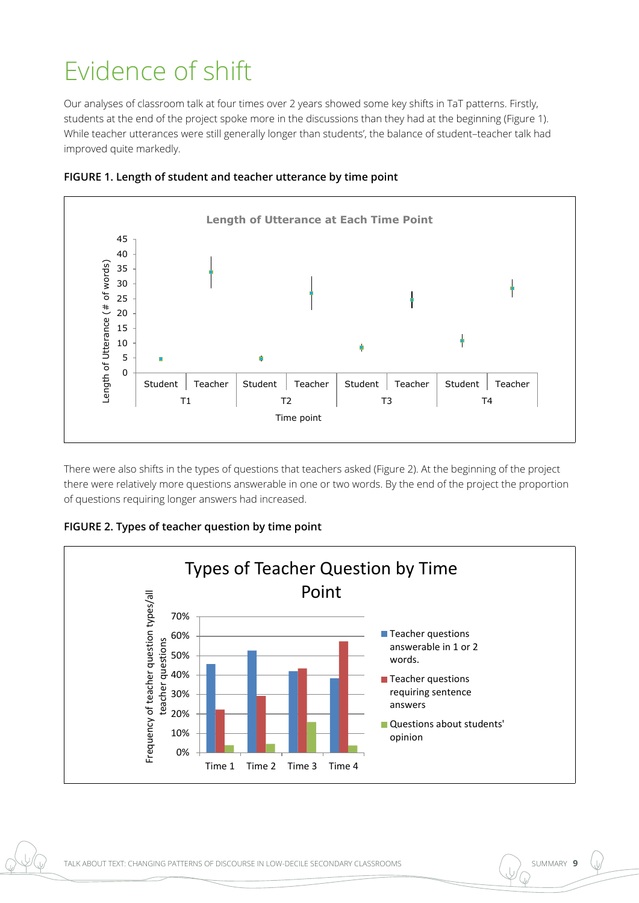# Evidence of shift

Our analyses of classroom talk at four times over 2 years showed some key shifts in TaT patterns. Firstly, students at the end of the project spoke more in the discussions than they had at the beginning (Figure 1). While teacher utterances were still generally longer than students', the balance of student–teacher talk had improved quite markedly.

**FIGURE 1. Length of student and teacher utterance by time point**

There were also shifts in the types of questions that teachers asked (Figure 2). At the beginning of the project there were relatively more questions answerable in one or two words. By the end of the project the proportion of questions requiring longer answers had increased.

**FIGURE 2. Types of teacher question by time point**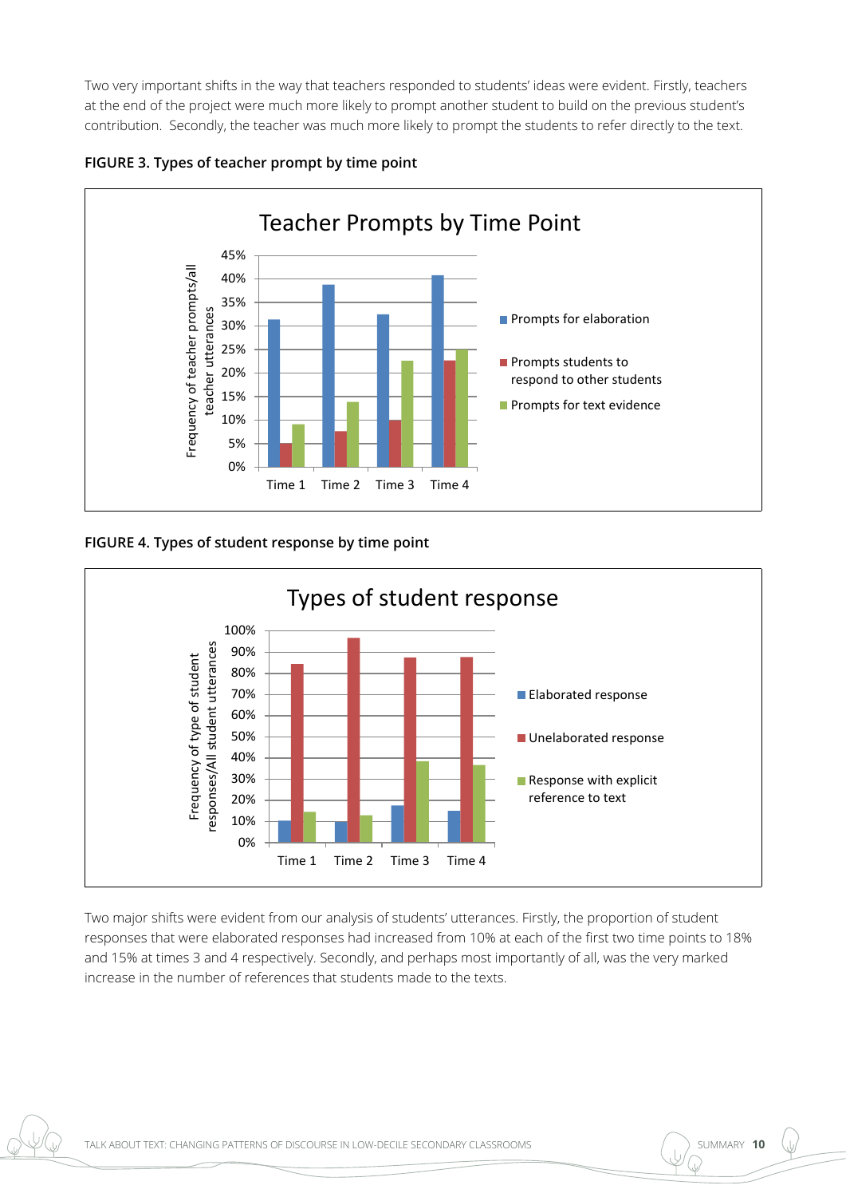Two very important shifts in the way that teachers responded to students' ideas were evident. Firstly, teachers at the end of the project were much more likely to prompt another student to build on the previous student's contribution. Secondly, the teacher was much more likely to prompt the students to refer directly to the text.

**FIGURE 3. Types of teacher prompt by time point**

**FIGURE 4. Types of student response by time point**

Two major shifts were evident from our analysis of students' utterances. Firstly, the proportion of student responses that were elaborated responses had increased from 10% at each of the first two time points to 18% and 15% at times 3 and 4 respectively. Secondly, and perhaps most importantly of all, was the very marked increase in the number of references that students made to the texts.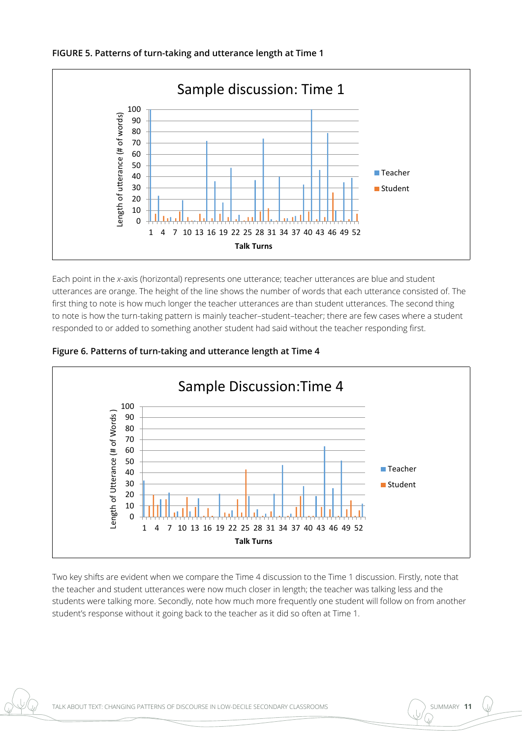**FIGURE 5. Patterns of turn-taking and utterance length at Time 1**

Each point in the *x*-axis (horizontal) represents one utterance; teacher utterances are blue and student utterances are orange. The height of the line shows the number of words that each utterance consisted of. The first thing to note is how much longer the teacher utterances are than student utterances. The second thing to note is how the turn-taking pattern is mainly teacher–student–teacher; there are few cases where a student responded to or added to something another student had said without the teacher responding first.

**Figure 6. Patterns of turn-taking and utterance length at Time 4**

Two key shifts are evident when we compare the Time 4 discussion to the Time 1 discussion. Firstly, note that the teacher and student utterances were now much closer in length; the teacher was talking less and the students were talking more. Secondly, note how much more frequently one student will follow on from another student's response without it going back to the teacher as it did so often at Time 1.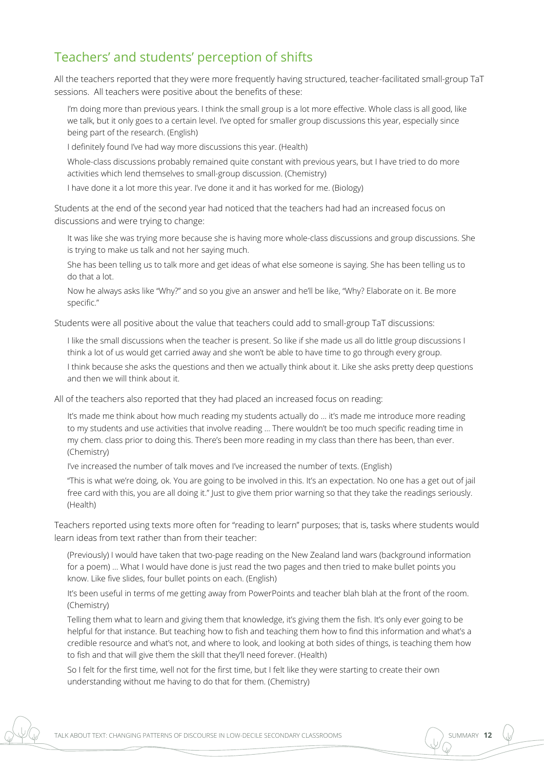## Teachers' and students' perception of shifts

All the teachers reported that they were more frequently having structured, teacher-facilitated small-group TaT sessions. All teachers were positive about the benefits of these:

> I'm doing more than previous years. I think the small group is a lot more effective. Whole class is all good, like we talk, but it only goes to a certain level. I've opted for smaller group discussions this year, especially since being part of the research. (English)
>
> I definitely found I've had way more discussions this year. (Health)
>
> Whole-class discussions probably remained quite constant with previous years, but I have tried to do more activities which lend themselves to small-group discussion. (Chemistry)
>
> I have done it a lot more this year. I've done it and it has worked for me. (Biology)

Students at the end of the second year had noticed that the teachers had had an increased focus on discussions and were trying to change:

> It was like she was trying more because she is having more whole-class discussions and group discussions. She is trying to make us talk and not her saying much.
>
> She has been telling us to talk more and get ideas of what else someone is saying. She has been telling us to do that a lot.
>
> Now he always asks like "Why?" and so you give an answer and he'll be like, "Why? Elaborate on it. Be more specific."

Students were all positive about the value that teachers could add to small-group TaT discussions:

> I like the small discussions when the teacher is present. So like if she made us all do little group discussions I think a lot of us would get carried away and she won't be able to have time to go through every group.
>
> I think because she asks the questions and then we actually think about it. Like she asks pretty deep questions and then we will think about it.

All of the teachers also reported that they had placed an increased focus on reading:

> It's made me think about how much reading my students actually do … it's made me introduce more reading to my students and use activities that involve reading … There wouldn't be too much specific reading time in my chem. class prior to doing this. There's been more reading in my class than there has been, than ever. (Chemistry)
>
> I've increased the number of talk moves and I've increased the number of texts. (English)
>
> "This is what we're doing, ok. You are going to be involved in this. It's an expectation. No one has a get out of jail free card with this, you are all doing it." Just to give them prior warning so that they take the readings seriously. (Health)

Teachers reported using texts more often for "reading to learn" purposes; that is, tasks where students would learn ideas from text rather than from their teacher:

> (Previously) I would have taken that two-page reading on the New Zealand land wars (background information for a poem) … What I would have done is just read the two pages and then tried to make bullet points you know. Like five slides, four bullet points on each. (English)
>
> It's been useful in terms of me getting away from PowerPoints and teacher blah blah at the front of the room. (Chemistry)
>
> Telling them what to learn and giving them that knowledge, it's giving them the fish. It's only ever going to be helpful for that instance. But teaching how to fish and teaching them how to find this information and what's a credible resource and what's not, and where to look, and looking at both sides of things, is teaching them how to fish and that will give them the skill that they'll need forever. (Health)
>
> So I felt for the first time, well not for the first time, but I felt like they were starting to create their own understanding without me having to do that for them. (Chemistry)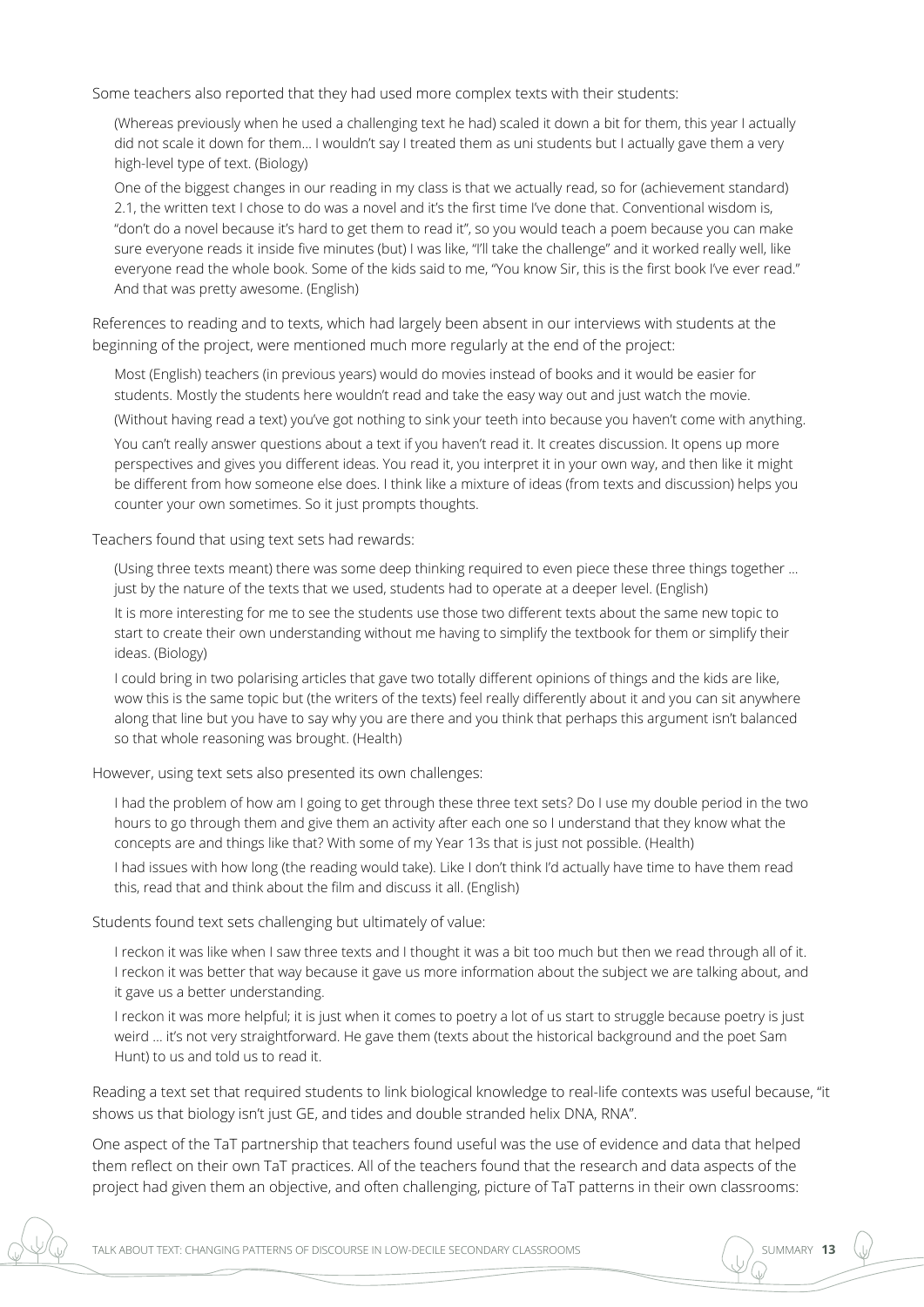Some teachers also reported that they had used more complex texts with their students:

> (Whereas previously when he used a challenging text he had) scaled it down a bit for them, this year I actually did not scale it down for them… I wouldn't say I treated them as uni students but I actually gave them a very high-level type of text. (Biology)
>
> One of the biggest changes in our reading in my class is that we actually read, so for (achievement standard) 2.1, the written text I chose to do was a novel and it's the first time I've done that. Conventional wisdom is, "don't do a novel because it's hard to get them to read it", so you would teach a poem because you can make sure everyone reads it inside five minutes (but) I was like, "I'll take the challenge" and it worked really well, like everyone read the whole book. Some of the kids said to me, "You know Sir, this is the first book I've ever read." And that was pretty awesome. (English)

References to reading and to texts, which had largely been absent in our interviews with students at the beginning of the project, were mentioned much more regularly at the end of the project:

> Most (English) teachers (in previous years) would do movies instead of books and it would be easier for students. Mostly the students here wouldn't read and take the easy way out and just watch the movie.
>
> (Without having read a text) you've got nothing to sink your teeth into because you haven't come with anything.
>
> You can't really answer questions about a text if you haven't read it. It creates discussion. It opens up more perspectives and gives you different ideas. You read it, you interpret it in your own way, and then like it might be different from how someone else does. I think like a mixture of ideas (from texts and discussion) helps you counter your own sometimes. So it just prompts thoughts.

Teachers found that using text sets had rewards:

> (Using three texts meant) there was some deep thinking required to even piece these three things together … just by the nature of the texts that we used, students had to operate at a deeper level. (English)
>
> It is more interesting for me to see the students use those two different texts about the same new topic to start to create their own understanding without me having to simplify the textbook for them or simplify their ideas. (Biology)
>
> I could bring in two polarising articles that gave two totally different opinions of things and the kids are like, wow this is the same topic but (the writers of the texts) feel really differently about it and you can sit anywhere along that line but you have to say why you are there and you think that perhaps this argument isn't balanced so that whole reasoning was brought. (Health)

However, using text sets also presented its own challenges:

> I had the problem of how am I going to get through these three text sets? Do I use my double period in the two hours to go through them and give them an activity after each one so I understand that they know what the concepts are and things like that? With some of my Year 13s that is just not possible. (Health)
>
> I had issues with how long (the reading would take). Like I don't think I'd actually have time to have them read this, read that and think about the film and discuss it all. (English)

Students found text sets challenging but ultimately of value:

> I reckon it was like when I saw three texts and I thought it was a bit too much but then we read through all of it. I reckon it was better that way because it gave us more information about the subject we are talking about, and it gave us a better understanding.
>
> I reckon it was more helpful; it is just when it comes to poetry a lot of us start to struggle because poetry is just weird … it's not very straightforward. He gave them (texts about the historical background and the poet Sam Hunt) to us and told us to read it.

Reading a text set that required students to link biological knowledge to real-life contexts was useful because, "it shows us that biology isn't just GE, and tides and double stranded helix DNA, RNA".

One aspect of the TaT partnership that teachers found useful was the use of evidence and data that helped them reflect on their own TaT practices. All of the teachers found that the research and data aspects of the project had given them an objective, and often challenging, picture of TaT patterns in their own classrooms: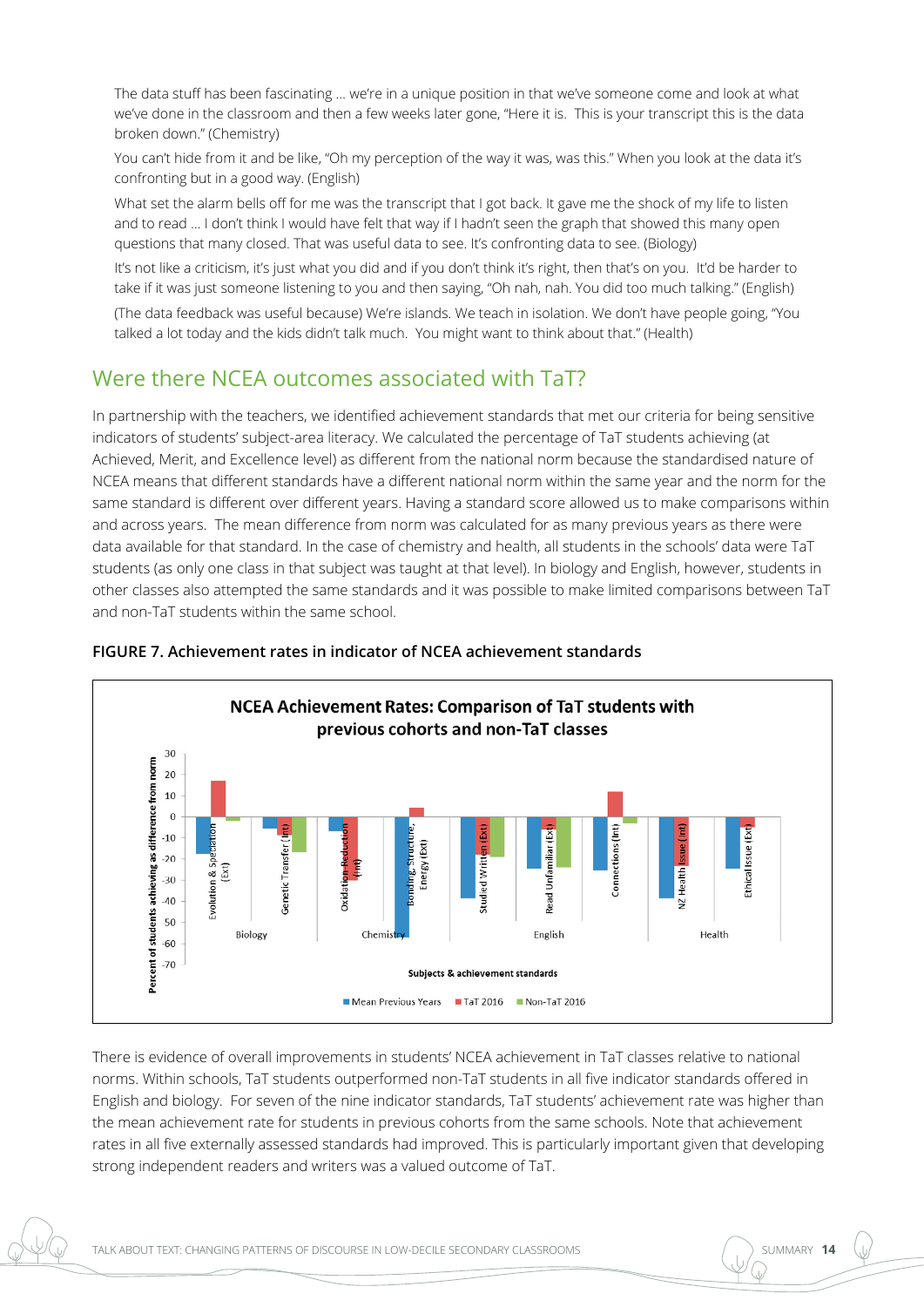The data stuff has been fascinating … we're in a unique position in that we've someone come and look at what we've done in the classroom and then a few weeks later gone, "Here it is. This is your transcript this is the data broken down." (Chemistry)

You can't hide from it and be like, "Oh my perception of the way it was, was this." When you look at the data it's confronting but in a good way. (English)

What set the alarm bells off for me was the transcript that I got back. It gave me the shock of my life to listen and to read … I don't think I would have felt that way if I hadn't seen the graph that showed this many open questions that many closed. That was useful data to see. It's confronting data to see. (Biology)

It's not like a criticism, it's just what you did and if you don't think it's right, then that's on you. It'd be harder to take if it was just someone listening to you and then saying, "Oh nah, nah. You did too much talking." (English)

(The data feedback was useful because) We're islands. We teach in isolation. We don't have people going, "You talked a lot today and the kids didn't talk much. You might want to think about that." (Health)

## Were there NCEA outcomes associated with TaT?

In partnership with the teachers, we identified achievement standards that met our criteria for being sensitive indicators of students' subject-area literacy. We calculated the percentage of TaT students achieving (at Achieved, Merit, and Excellence level) as different from the national norm because the standardised nature of NCEA means that different standards have a different national norm within the same year and the norm for the same standard is different over different years. Having a standard score allowed us to make comparisons within and across years. The mean difference from norm was calculated for as many previous years as there were data available for that standard. In the case of chemistry and health, all students in the schools' data were TaT students (as only one class in that subject was taught at that level). In biology and English, however, students in other classes also attempted the same standards and it was possible to make limited comparisons between TaT and non-TaT students within the same school.

**FIGURE 7. Achievement rates in indicator of NCEA achievement standards**

**NCEA Achievement Rates: Comparison of TaT students with previous cohorts and non-TaT classes**

Y-axis: Percent of students achieving as difference from norm (30 to -70)
X-axis: Subjects & achievement standards

Biology: Evolution & Speciation (Ext); Genetic Transfer (Int)
Chemistry: Oxidation-Reduction (Int); Bonding, Structure, Energy (Ext)
English: Studied Written (Ext); Read Unfamiliar (Ext); Connections (Int)
Health: NZ Health Issue (Int); Ethical Issue (Ext)

Legend: Mean Previous Years; TaT 2016; Non-TaT 2016

There is evidence of overall improvements in students' NCEA achievement in TaT classes relative to national norms. Within schools, TaT students outperformed non-TaT students in all five indicator standards offered in English and biology. For seven of the nine indicator standards, TaT students' achievement rate was higher than the mean achievement rate for students in previous cohorts from the same schools. Note that achievement rates in all five externally assessed standards had improved. This is particularly important given that developing strong independent readers and writers was a valued outcome of TaT.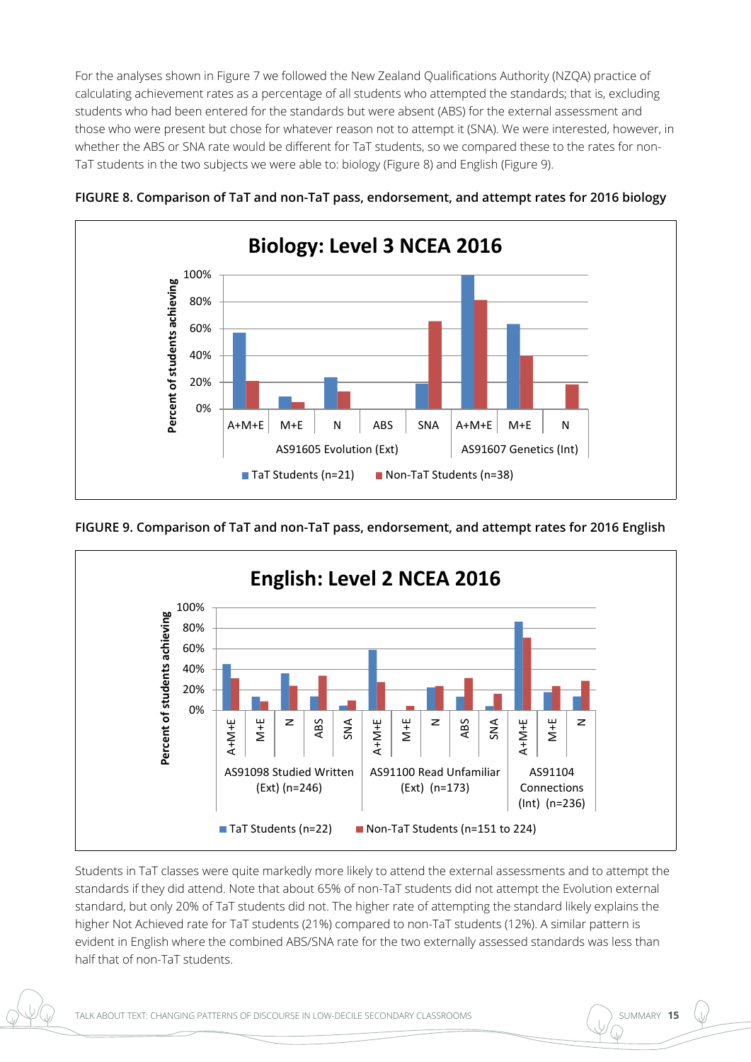For the analyses shown in Figure 7 we followed the New Zealand Qualifications Authority (NZQA) practice of calculating achievement rates as a percentage of all students who attempted the standards; that is, excluding students who had been entered for the standards but were absent (ABS) for the external assessment and those who were present but chose for whatever reason not to attempt it (SNA). We were interested, however, in whether the ABS or SNA rate would be different for TaT students, so we compared these to the rates for non-TaT students in the two subjects we were able to: biology (Figure 8) and English (Figure 9).

**FIGURE 8. Comparison of TaT and non-TaT pass, endorsement, and attempt rates for 2016 biology**

**Biology: Level 3 NCEA 2016**

Percent of students achieving

| | AS91605 Evolution (Ext) | | | | | AS91607 Genetics (Int) | | |
|---|---|---|---|---|---|---|---|---|
| | A+M+E | M+E | N | ABS | SNA | A+M+E | M+E | N |

TaT Students (n=21) | Non-TaT Students (n=38)

**FIGURE 9. Comparison of TaT and non-TaT pass, endorsement, and attempt rates for 2016 English**

**English: Level 2 NCEA 2016**

Percent of students achieving

| | AS91098 Studied Written (Ext) (n=246) | | | | | AS91100 Read Unfamiliar (Ext) (n=173) | | | | | AS91104 Connections (Int) (n=236) | | |
|---|---|---|---|---|---|---|---|---|---|---|---|---|---|
| | A+M+E | M+E | N | ABS | SNA | A+M+E | M+E | N | ABS | SNA | A+M+E | M+E | N |

TaT Students (n=22) | Non-TaT Students (n=151 to 224)

Students in TaT classes were quite markedly more likely to attend the external assessments and to attempt the standards if they did attend. Note that about 65% of non-TaT students did not attempt the Evolution external standard, but only 20% of TaT students did not. The higher rate of attempting the standard likely explains the higher Not Achieved rate for TaT students (21%) compared to non-TaT students (12%). A similar pattern is evident in English where the combined ABS/SNA rate for the two externally assessed standards was less than half that of non-TaT students.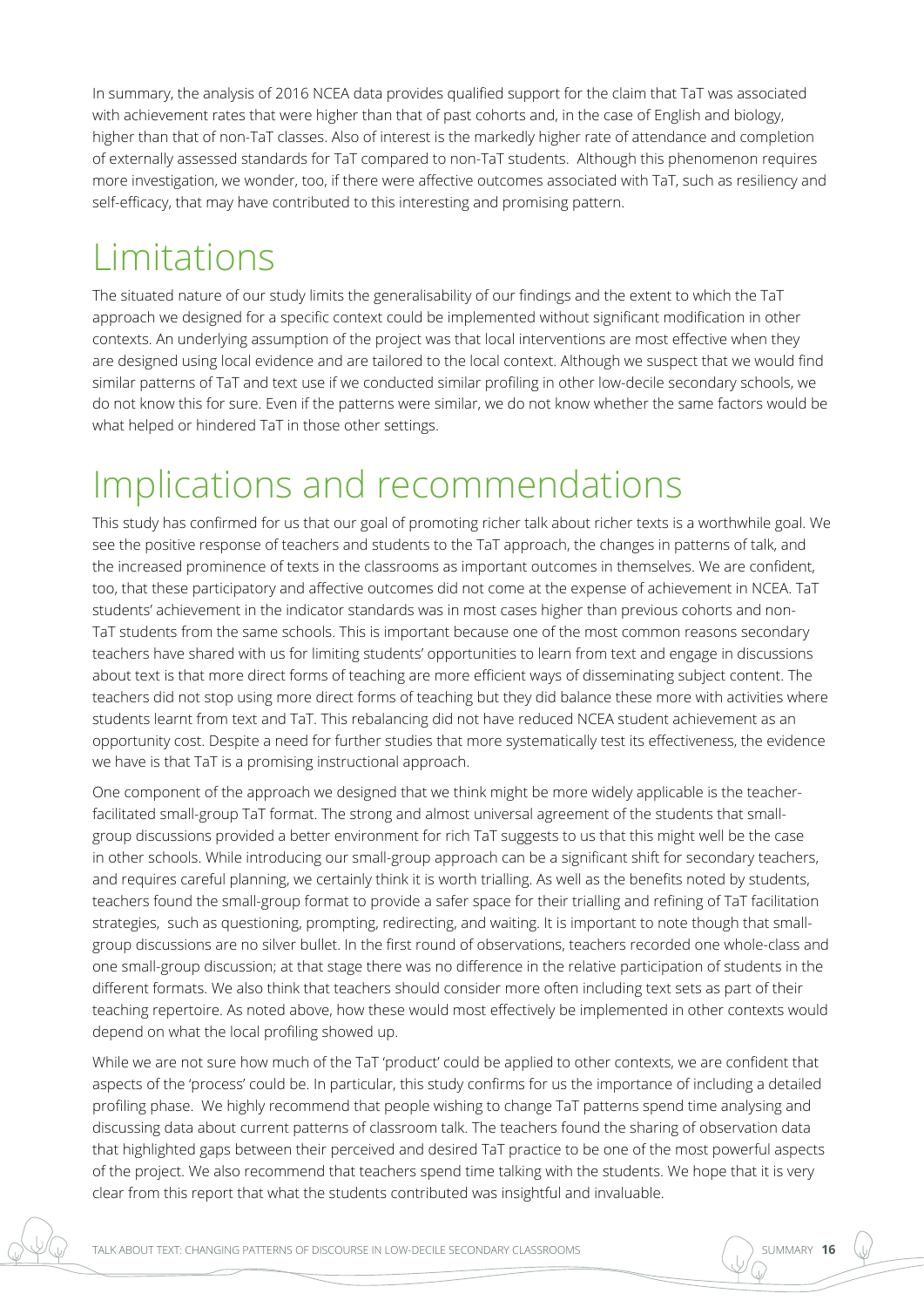In summary, the analysis of 2016 NCEA data provides qualified support for the claim that TaT was associated with achievement rates that were higher than that of past cohorts and, in the case of English and biology, higher than that of non-TaT classes. Also of interest is the markedly higher rate of attendance and completion of externally assessed standards for TaT compared to non-TaT students. Although this phenomenon requires more investigation, we wonder, too, if there were affective outcomes associated with TaT, such as resiliency and self-efficacy, that may have contributed to this interesting and promising pattern.

# Limitations

The situated nature of our study limits the generalisability of our findings and the extent to which the TaT approach we designed for a specific context could be implemented without significant modification in other contexts. An underlying assumption of the project was that local interventions are most effective when they are designed using local evidence and are tailored to the local context. Although we suspect that we would find similar patterns of TaT and text use if we conducted similar profiling in other low-decile secondary schools, we do not know this for sure. Even if the patterns were similar, we do not know whether the same factors would be what helped or hindered TaT in those other settings.

# Implications and recommendations

This study has confirmed for us that our goal of promoting richer talk about richer texts is a worthwhile goal. We see the positive response of teachers and students to the TaT approach, the changes in patterns of talk, and the increased prominence of texts in the classrooms as important outcomes in themselves. We are confident, too, that these participatory and affective outcomes did not come at the expense of achievement in NCEA. TaT students' achievement in the indicator standards was in most cases higher than previous cohorts and non-TaT students from the same schools. This is important because one of the most common reasons secondary teachers have shared with us for limiting students' opportunities to learn from text and engage in discussions about text is that more direct forms of teaching are more efficient ways of disseminating subject content. The teachers did not stop using more direct forms of teaching but they did balance these more with activities where students learnt from text and TaT. This rebalancing did not have reduced NCEA student achievement as an opportunity cost. Despite a need for further studies that more systematically test its effectiveness, the evidence we have is that TaT is a promising instructional approach.

One component of the approach we designed that we think might be more widely applicable is the teacher-facilitated small-group TaT format. The strong and almost universal agreement of the students that small-group discussions provided a better environment for rich TaT suggests to us that this might well be the case in other schools. While introducing our small-group approach can be a significant shift for secondary teachers, and requires careful planning, we certainly think it is worth trialling. As well as the benefits noted by students, teachers found the small-group format to provide a safer space for their trialling and refining of TaT facilitation strategies, such as questioning, prompting, redirecting, and waiting. It is important to note though that small-group discussions are no silver bullet. In the first round of observations, teachers recorded one whole-class and one small-group discussion; at that stage there was no difference in the relative participation of students in the different formats. We also think that teachers should consider more often including text sets as part of their teaching repertoire. As noted above, how these would most effectively be implemented in other contexts would depend on what the local profiling showed up.

While we are not sure how much of the TaT 'product' could be applied to other contexts, we are confident that aspects of the 'process' could be. In particular, this study confirms for us the importance of including a detailed profiling phase. We highly recommend that people wishing to change TaT patterns spend time analysing and discussing data about current patterns of classroom talk. The teachers found the sharing of observation data that highlighted gaps between their perceived and desired TaT practice to be one of the most powerful aspects of the project. We also recommend that teachers spend time talking with the students. We hope that it is very clear from this report that what the students contributed was insightful and invaluable.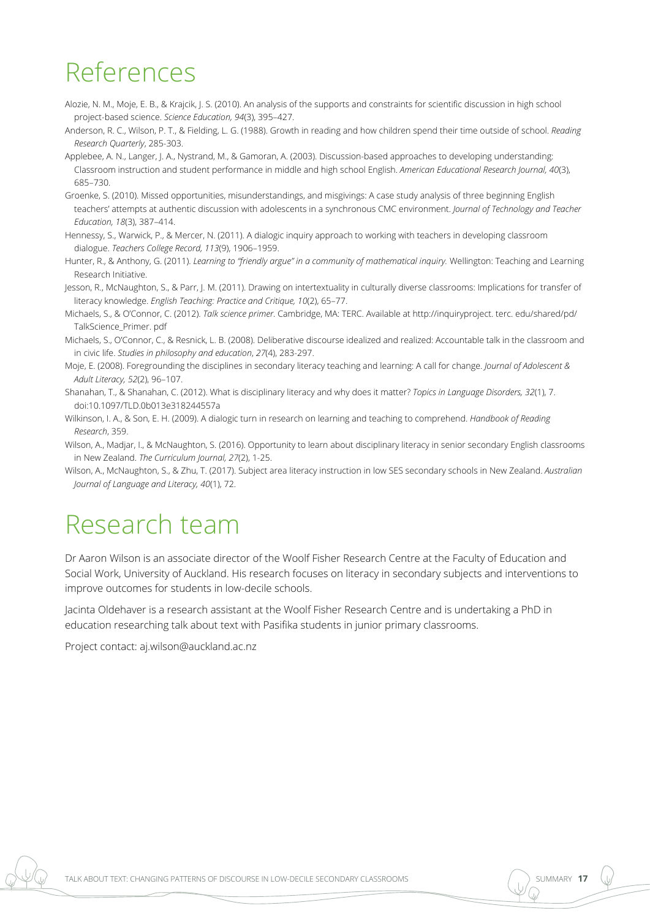# References

Alozie, N. M., Moje, E. B., & Krajcik, J. S. (2010). An analysis of the supports and constraints for scientific discussion in high school project-based science. *Science Education, 94*(3), 395–427.

Anderson, R. C., Wilson, P. T., & Fielding, L. G. (1988). Growth in reading and how children spend their time outside of school. *Reading Research Quarterly*, 285-303.

Applebee, A. N., Langer, J. A., Nystrand, M., & Gamoran, A. (2003). Discussion-based approaches to developing understanding: Classroom instruction and student performance in middle and high school English. *American Educational Research Journal, 40*(3), 685–730.

Groenke, S. (2010). Missed opportunities, misunderstandings, and misgivings: A case study analysis of three beginning English teachers' attempts at authentic discussion with adolescents in a synchronous CMC environment. *Journal of Technology and Teacher Education, 18*(3), 387–414.

Hennessy, S., Warwick, P., & Mercer, N. (2011). A dialogic inquiry approach to working with teachers in developing classroom dialogue. *Teachers College Record, 113*(9), 1906–1959.

Hunter, R., & Anthony, G. (2011). *Learning to "friendly argue" in a community of mathematical inquiry.* Wellington: Teaching and Learning Research Initiative.

Jesson, R., McNaughton, S., & Parr, J. M. (2011). Drawing on intertextuality in culturally diverse classrooms: Implications for transfer of literacy knowledge. *English Teaching: Practice and Critique, 10*(2), 65–77.

Michaels, S., & O'Connor, C. (2012). *Talk science primer*. Cambridge, MA: TERC. Available at http://inquiryproject. terc. edu/shared/pd/ TalkScience_Primer. pdf

Michaels, S., O'Connor, C., & Resnick, L. B. (2008). Deliberative discourse idealized and realized: Accountable talk in the classroom and in civic life. *Studies in philosophy and education*, *27*(4), 283-297.

Moje, E. (2008). Foregrounding the disciplines in secondary literacy teaching and learning: A call for change. *Journal of Adolescent & Adult Literacy, 52*(2), 96–107.

Shanahan, T., & Shanahan, C. (2012). What is disciplinary literacy and why does it matter? *Topics in Language Disorders, 32*(1), 7. doi:10.1097/TLD.0b013e318244557a

Wilkinson, I. A., & Son, E. H. (2009). A dialogic turn in research on learning and teaching to comprehend. *Handbook of Reading Research*, 359.

Wilson, A., Madjar, I., & McNaughton, S. (2016). Opportunity to learn about disciplinary literacy in senior secondary English classrooms in New Zealand. *The Curriculum Journal, 27*(2), 1-25.

Wilson, A., McNaughton, S., & Zhu, T. (2017). Subject area literacy instruction in low SES secondary schools in New Zealand. *Australian Journal of Language and Literacy, 40*(1), 72.

# Research team

Dr Aaron Wilson is an associate director of the Woolf Fisher Research Centre at the Faculty of Education and Social Work, University of Auckland. His research focuses on literacy in secondary subjects and interventions to improve outcomes for students in low-decile schools.

Jacinta Oldehaver is a research assistant at the Woolf Fisher Research Centre and is undertaking a PhD in education researching talk about text with Pasifika students in junior primary classrooms.

Project contact: aj.wilson@auckland.ac.nz